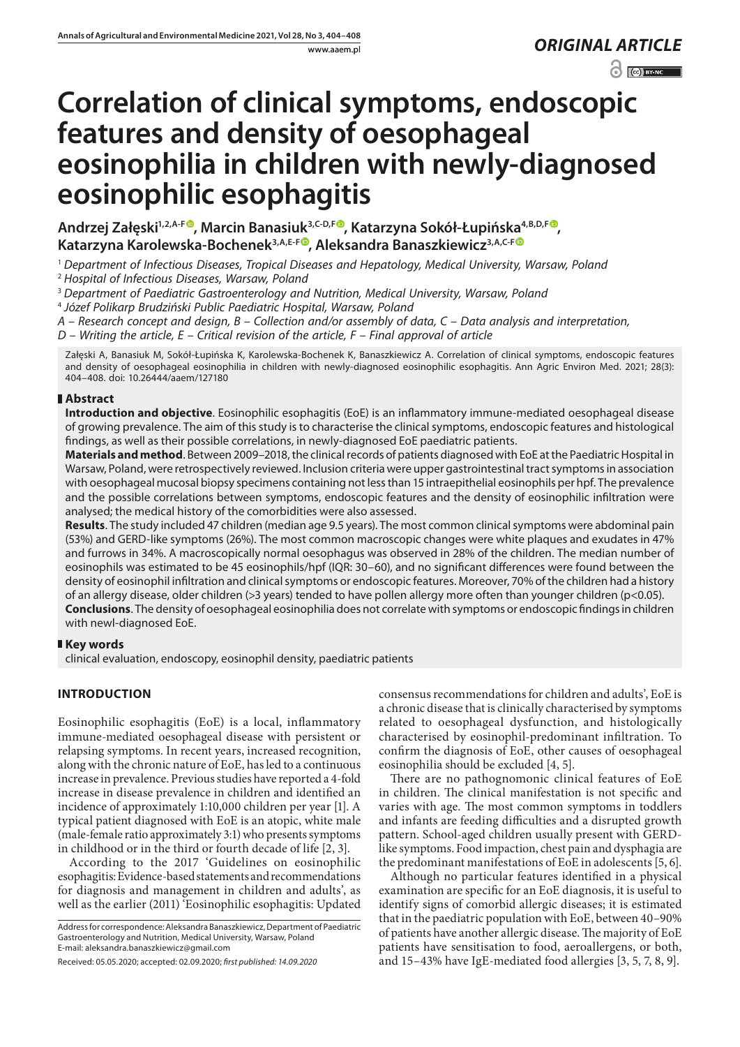*ORIGINAL ARTICLE*

# Correlation of clinical symptoms, endoscopic features and density of oesophageal eosinophilia in children with newly-diagnosed eosinophilic esophagitis

**Andrzej Załęski[1,2,A-F], Marcin Banasiuk[3,C-D,F], Katarzyna Sokół-Łupińska[4,B,D,F], Katarzyna Karolewska-Bochenek[3,A,E-F], Aleksandra Banaszkiewicz[3,A,C-F]**

[1] *Department of Infectious Diseases, Tropical Diseases and Hepatology, Medical University, Warsaw, Poland*
[2] *Hospital of Infectious Diseases, Warsaw, Poland*
[3] *Department of Paediatric Gastroenterology and Nutrition, Medical University, Warsaw, Poland*
[4] *Józef Polikarp Brudziński Public Paediatric Hospital, Warsaw, Poland*
*A – Research concept and design, B – Collection and/or assembly of data, C – Data analysis and interpretation,*
*D – Writing the article, E – Critical revision of the article, F – Final approval of article*

Załęski A, Banasiuk M, Sokół-Łupińska K, Karolewska-Bochenek K, Banaszkiewicz A. Correlation of clinical symptoms, endoscopic features and density of oesophageal eosinophilia in children with newly-diagnosed eosinophilic esophagitis. Ann Agric Environ Med. 2021; 28(3): 404–408. doi: 10.26444/aaem/127180

## Abstract

**Introduction and objective**. Eosinophilic esophagitis (EoE) is an inflammatory immune-mediated oesophageal disease of growing prevalence. The aim of this study is to characterise the clinical symptoms, endoscopic features and histological findings, as well as their possible correlations, in newly-diagnosed EoE paediatric patients.

**Materials and method**. Between 2009–2018, the clinical records of patients diagnosed with EoE at the Paediatric Hospital in Warsaw, Poland, were retrospectively reviewed. Inclusion criteria were upper gastrointestinal tract symptoms in association with oesophageal mucosal biopsy specimens containing not less than 15 intraepithelial eosinophils per hpf. The prevalence and the possible correlations between symptoms, endoscopic features and the density of eosinophilic infiltration were analysed; the medical history of the comorbidities were also assessed.

**Results**. The study included 47 children (median age 9.5 years). The most common clinical symptoms were abdominal pain (53%) and GERD-like symptoms (26%). The most common macroscopic changes were white plaques and exudates in 47% and furrows in 34%. A macroscopically normal oesophagus was observed in 28% of the children. The median number of eosinophils was estimated to be 45 eosinophils/hpf (IQR: 30–60), and no significant differences were found between the density of eosinophil infiltration and clinical symptoms or endoscopic features. Moreover, 70% of the children had a history of an allergy disease, older children (>3 years) tended to have pollen allergy more often than younger children ($p<0.05$).

**Conclusions**. The density of oesophageal eosinophilia does not correlate with symptoms or endoscopic findings in children with newl-diagnosed EoE.

## Key words

clinical evaluation, endoscopy, eosinophil density, paediatric patients

## INTRODUCTION

Eosinophilic esophagitis (EoE) is a local, inflammatory immune-mediated oesophageal disease with persistent or relapsing symptoms. In recent years, increased recognition, along with the chronic nature of EoE, has led to a continuous increase in prevalence. Previous studies have reported a 4-fold increase in disease prevalence in children and identified an incidence of approximately 1:10,000 children per year [1]. A typical patient diagnosed with EoE is an atopic, white male (male-female ratio approximately 3:1) who presents symptoms in childhood or in the third or fourth decade of life [2, 3].

According to the 2017 'Guidelines on eosinophilic esophagitis: Evidence-based statements and recommendations for diagnosis and management in children and adults', as well as the earlier (2011) 'Eosinophilic esophagitis: Updated consensus recommendations for children and adults', EoE is a chronic disease that is clinically characterised by symptoms related to oesophageal dysfunction, and histologically characterised by eosinophil-predominant infiltration. To confirm the diagnosis of EoE, other causes of oesophageal eosinophilia should be excluded [4, 5].

There are no pathognomonic clinical features of EoE in children. The clinical manifestation is not specific and varies with age. The most common symptoms in toddlers and infants are feeding difficulties and a disrupted growth pattern. School-aged children usually present with GERD-like symptoms. Food impaction, chest pain and dysphagia are the predominant manifestations of EoE in adolescents [5, 6].

Although no particular features identified in a physical examination are specific for an EoE diagnosis, it is useful to identify signs of comorbid allergic diseases; it is estimated that in the paediatric population with EoE, between 40–90% of patients have another allergic disease. The majority of EoE patients have sensitisation to food, aeroallergens, or both, and 15–43% have IgE-mediated food allergies [3, 5, 7, 8, 9].

Address for correspondence: Aleksandra Banaszkiewicz, Department of Paediatric Gastroenterology and Nutrition, Medical University, Warsaw, Poland
E-mail: aleksandra.banaszkiewicz@gmail.com

Received: 05.05.2020; accepted: 02.09.2020; *first published: 14.09.2020*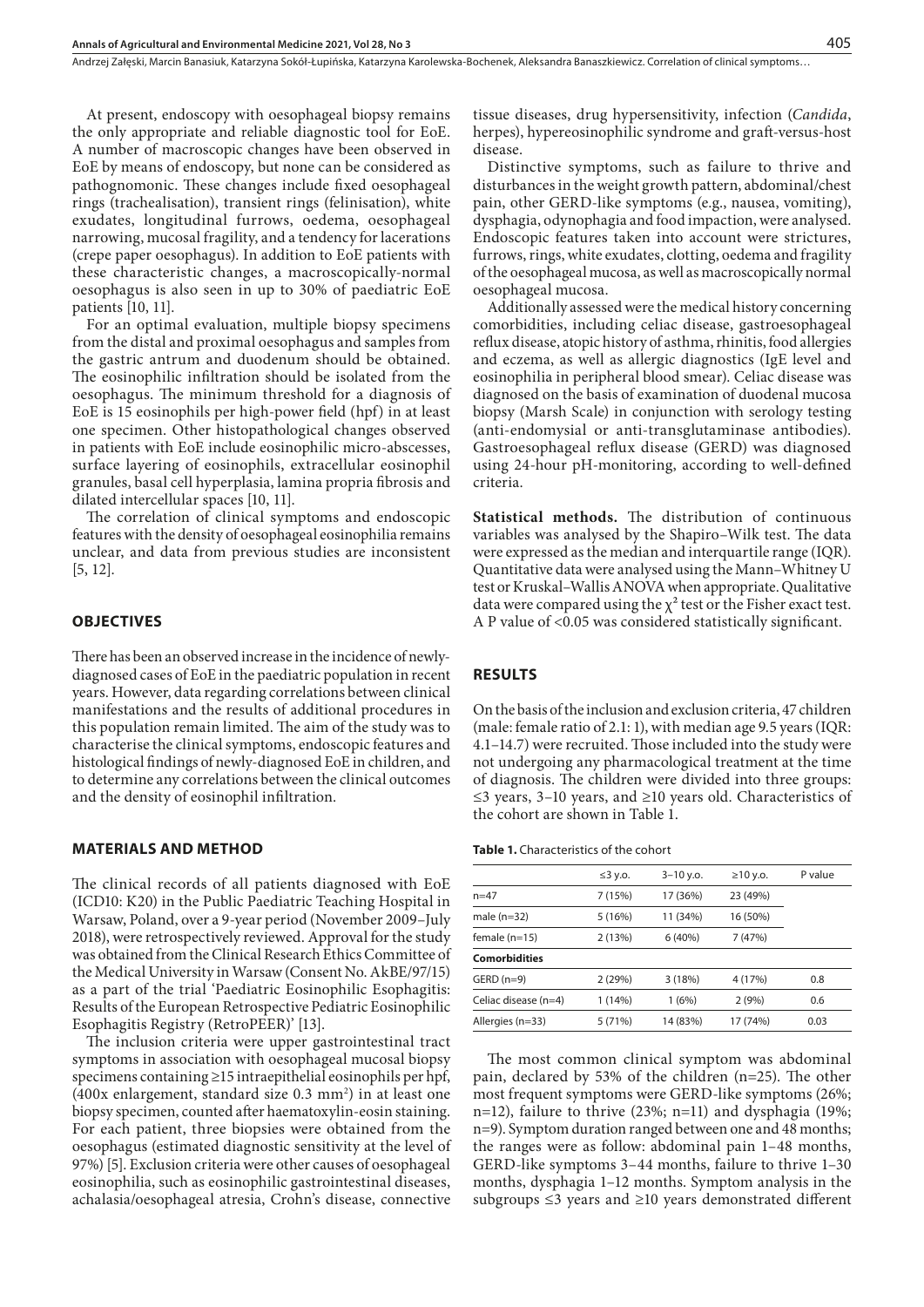At present, endoscopy with oesophageal biopsy remains the only appropriate and reliable diagnostic tool for EoE. A number of macroscopic changes have been observed in EoE by means of endoscopy, but none can be considered as pathognomonic. These changes include fixed oesophageal rings (trachealisation), transient rings (felinisation), white exudates, longitudinal furrows, oedema, oesophageal narrowing, mucosal fragility, and a tendency for lacerations (crepe paper oesophagus). In addition to EoE patients with these characteristic changes, a macroscopically-normal oesophagus is also seen in up to 30% of paediatric EoE patients [10, 11].

For an optimal evaluation, multiple biopsy specimens from the distal and proximal oesophagus and samples from the gastric antrum and duodenum should be obtained. The eosinophilic infiltration should be isolated from the oesophagus. The minimum threshold for a diagnosis of EoE is 15 eosinophils per high-power field (hpf) in at least one specimen. Other histopathological changes observed in patients with EoE include eosinophilic micro-abscesses, surface layering of eosinophils, extracellular eosinophil granules, basal cell hyperplasia, lamina propria fibrosis and dilated intercellular spaces [10, 11].

The correlation of clinical symptoms and endoscopic features with the density of oesophageal eosinophilia remains unclear, and data from previous studies are inconsistent [5, 12].

## OBJECTIVES

There has been an observed increase in the incidence of newly-diagnosed cases of EoE in the paediatric population in recent years. However, data regarding correlations between clinical manifestations and the results of additional procedures in this population remain limited. The aim of the study was to characterise the clinical symptoms, endoscopic features and histological findings of newly-diagnosed EoE in children, and to determine any correlations between the clinical outcomes and the density of eosinophil infiltration.

## MATERIALS AND METHOD

The clinical records of all patients diagnosed with EoE (ICD10: K20) in the Public Paediatric Teaching Hospital in Warsaw, Poland, over a 9-year period (November 2009–July 2018), were retrospectively reviewed. Approval for the study was obtained from the Clinical Research Ethics Committee of the Medical University in Warsaw (Consent No. AkBE/97/15) as a part of the trial 'Paediatric Eosinophilic Esophagitis: Results of the European Retrospective Pediatric Eosinophilic Esophagitis Registry (RetroPEER)' [13].

The inclusion criteria were upper gastrointestinal tract symptoms in association with oesophageal mucosal biopsy specimens containing ≥15 intraepithelial eosinophils per hpf, (400x enlargement, standard size 0.3 mm$^2$) in at least one biopsy specimen, counted after haematoxylin-eosin staining. For each patient, three biopsies were obtained from the oesophagus (estimated diagnostic sensitivity at the level of 97%) [5]. Exclusion criteria were other causes of oesophageal eosinophilia, such as eosinophilic gastrointestinal diseases, achalasia/oesophageal atresia, Crohn's disease, connective tissue diseases, drug hypersensitivity, infection (*Candida*, herpes), hypereosinophilic syndrome and graft-versus-host disease.

Distinctive symptoms, such as failure to thrive and disturbances in the weight growth pattern, abdominal/chest pain, other GERD-like symptoms (e.g., nausea, vomiting), dysphagia, odynophagia and food impaction, were analysed. Endoscopic features taken into account were strictures, furrows, rings, white exudates, clotting, oedema and fragility of the oesophageal mucosa, as well as macroscopically normal oesophageal mucosa.

Additionally assessed were the medical history concerning comorbidities, including celiac disease, gastroesophageal reflux disease, atopic history of asthma, rhinitis, food allergies and eczema, as well as allergic diagnostics (IgE level and eosinophilia in peripheral blood smear). Celiac disease was diagnosed on the basis of examination of duodenal mucosa biopsy (Marsh Scale) in conjunction with serology testing (anti-endomysial or anti-transglutaminase antibodies). Gastroesophageal reflux disease (GERD) was diagnosed using 24-hour pH-monitoring, according to well-defined criteria.

**Statistical methods.** The distribution of continuous variables was analysed by the Shapiro–Wilk test. The data were expressed as the median and interquartile range (IQR). Quantitative data were analysed using the Mann–Whitney U test or Kruskal–Wallis ANOVA when appropriate. Qualitative data were compared using the $\chi^2$ test or the Fisher exact test. A P value of <0.05 was considered statistically significant.

## RESULTS

On the basis of the inclusion and exclusion criteria, 47 children (male: female ratio of 2.1: 1), with median age 9.5 years (IQR: 4.1–14.7) were recruited. Those included into the study were not undergoing any pharmacological treatment at the time of diagnosis. The children were divided into three groups: ≤3 years, 3–10 years, and ≥10 years old. Characteristics of the cohort are shown in Table 1.

**Table 1.** Characteristics of the cohort

| | ≤3 y.o. | 3–10 y.o. | ≥10 y.o. | P value |
|---|---|---|---|---|
| n=47 | 7 (15%) | 17 (36%) | 23 (49%) | |
| male (n=32) | 5 (16%) | 11 (34%) | 16 (50%) | |
| female (n=15) | 2 (13%) | 6 (40%) | 7 (47%) | |
| **Comorbidities** | | | | |
| GERD (n=9) | 2 (29%) | 3 (18%) | 4 (17%) | 0.8 |
| Celiac disease (n=4) | 1 (14%) | 1 (6%) | 2 (9%) | 0.6 |
| Allergies (n=33) | 5 (71%) | 14 (83%) | 17 (74%) | 0.03 |

The most common clinical symptom was abdominal pain, declared by 53% of the children (n=25). The other most frequent symptoms were GERD-like symptoms (26%; n=12), failure to thrive (23%; n=11) and dysphagia (19%; n=9). Symptom duration ranged between one and 48 months; the ranges were as follow: abdominal pain 1–48 months, GERD-like symptoms 3–44 months, failure to thrive 1–30 months, dysphagia 1–12 months. Symptom analysis in the subgroups ≤3 years and ≥10 years demonstrated different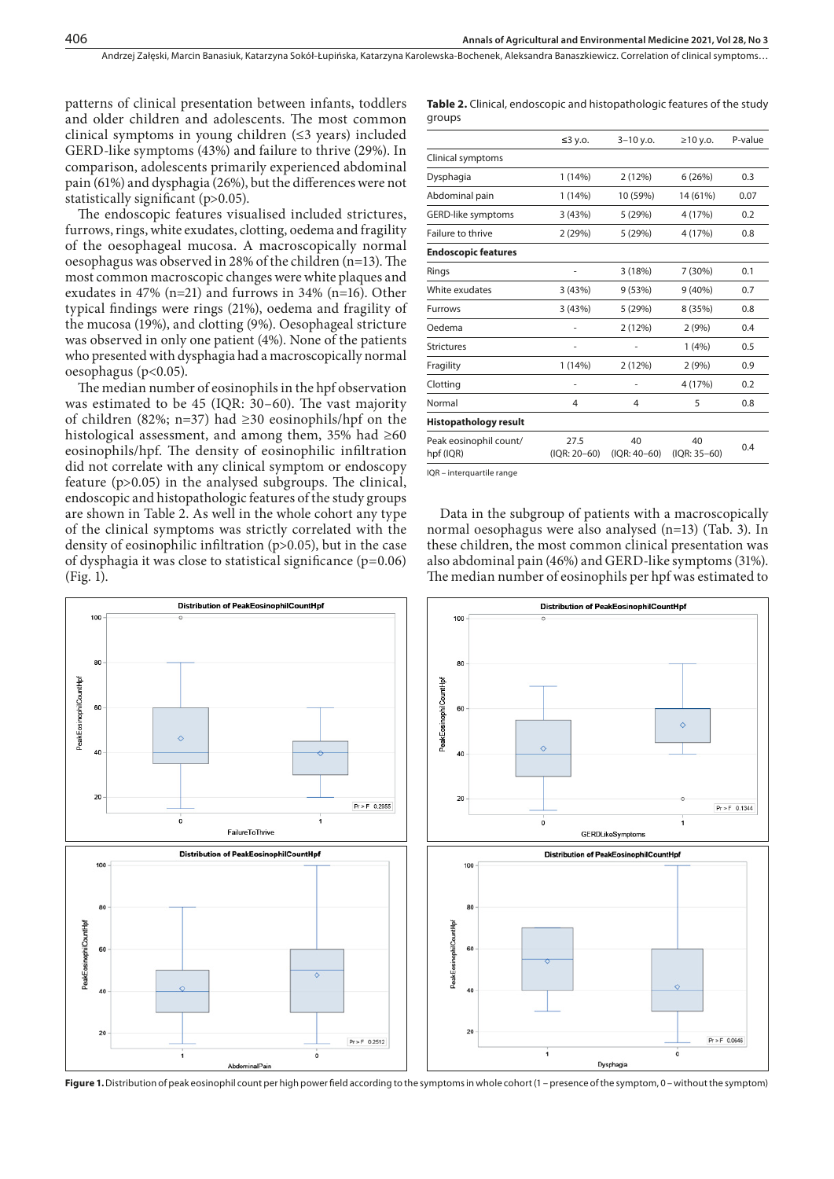patterns of clinical presentation between infants, toddlers and older children and adolescents. The most common clinical symptoms in young children (≤3 years) included GERD-like symptoms (43%) and failure to thrive (29%). In comparison, adolescents primarily experienced abdominal pain (61%) and dysphagia (26%), but the differences were not statistically significant (p>0.05).

The endoscopic features visualised included strictures, furrows, rings, white exudates, clotting, oedema and fragility of the oesophageal mucosa. A macroscopically normal oesophagus was observed in 28% of the children (n=13). The most common macroscopic changes were white plaques and exudates in 47% (n=21) and furrows in 34% (n=16). Other typical findings were rings (21%), oedema and fragility of the mucosa (19%), and clotting (9%). Oesophageal stricture was observed in only one patient (4%). None of the patients who presented with dysphagia had a macroscopically normal oesophagus (p<0.05).

The median number of eosinophils in the hpf observation was estimated to be 45 (IQR: 30–60). The vast majority of children (82%; n=37) had ≥30 eosinophils/hpf on the histological assessment, and among them, 35% had ≥60 eosinophils/hpf. The density of eosinophilic infiltration did not correlate with any clinical symptom or endoscopy feature (p>0.05) in the analysed subgroups. The clinical, endoscopic and histopathologic features of the study groups are shown in Table 2. As well in the whole cohort any type of the clinical symptoms was strictly correlated with the density of eosinophilic infiltration (p>0.05), but in the case of dysphagia it was close to statistical significance (p=0.06) (Fig. 1).

**Table 2.** Clinical, endoscopic and histopathologic features of the study groups

| | ≤3 y.o. | 3–10 y.o. | ≥10 y.o. | P-value |
|---|---|---|---|---|
| Clinical symptoms | | | | |
| Dysphagia | 1 (14%) | 2 (12%) | 6 (26%) | 0.3 |
| Abdominal pain | 1 (14%) | 10 (59%) | 14 (61%) | 0.07 |
| GERD-like symptoms | 3 (43%) | 5 (29%) | 4 (17%) | 0.2 |
| Failure to thrive | 2 (29%) | 5 (29%) | 4 (17%) | 0.8 |
| **Endoscopic features** | | | | |
| Rings | - | 3 (18%) | 7 (30%) | 0.1 |
| White exudates | 3 (43%) | 9 (53%) | 9 (40%) | 0.7 |
| Furrows | 3 (43%) | 5 (29%) | 8 (35%) | 0.8 |
| Oedema | - | 2 (12%) | 2 (9%) | 0.4 |
| Strictures | - | - | 1 (4%) | 0.5 |
| Fragility | 1 (14%) | 2 (12%) | 2 (9%) | 0.9 |
| Clotting | - | - | 4 (17%) | 0.2 |
| Normal | 4 | 4 | 5 | 0.8 |
| **Histopathology result** | | | | |
| Peak eosinophil count/ hpf (IQR) | 27.5 (IQR: 20–60) | 40 (IQR: 40–60) | 40 (IQR: 35–60) | 0.4 |

IQR – interquartile range

Data in the subgroup of patients with a macroscopically normal oesophagus were also analysed (n=13) (Tab. 3). In these children, the most common clinical presentation was also abdominal pain (46%) and GERD-like symptoms (31%). The median number of eosinophils per hpf was estimated to

**Figure 1.** Distribution of peak eosinophil count per high power field according to the symptoms in whole cohort (1 – presence of the symptom, 0 – without the symptom)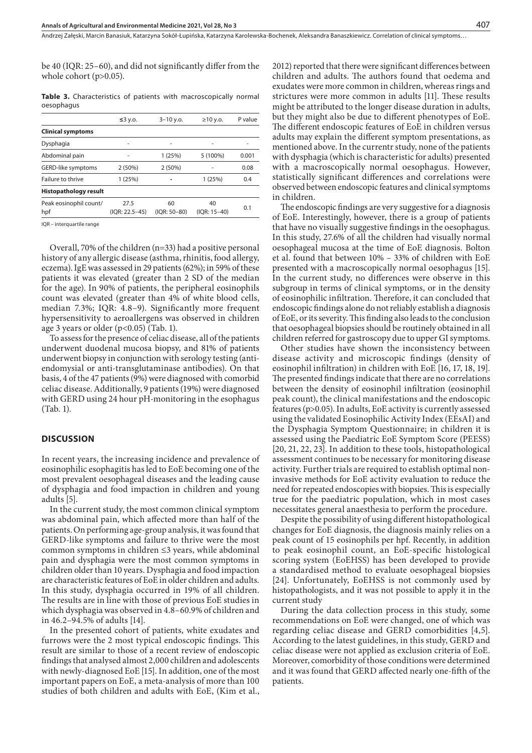be 40 (IQR: 25–60), and did not significantly differ from the whole cohort (p>0.05).

**Table 3.** Characteristics of patients with macroscopically normal oesophagus

| | ≤3 y.o. | 3–10 y.o. | ≥10 y.o. | P value |
|---|---|---|---|---|
| **Clinical symptoms** | | | | |
| Dysphagia | - | - | - | - |
| Abdominal pain | - | 1 (25%) | 5 (100%) | 0.001 |
| GERD-like symptoms | 2 (50%) | 2 (50%) | - | 0.08 |
| Failure to thrive | 1 (25%) | - | 1 (25%) | 0.4 |
| **Histopathology result** | | | | |
| Peak eosinophil count/ hpf | 27.5 (IQR: 22.5–45) | 60 (IQR: 50–80) | 40 (IQR: 15–40) | 0.1 |

IQR – interquartile range

Overall, 70% of the children (n=33) had a positive personal history of any allergic disease (asthma, rhinitis, food allergy, eczema). IgE was assessed in 29 patients (62%); in 59% of these patients it was elevated (greater than 2 SD of the median for the age). In 90% of patients, the peripheral eosinophils count was elevated (greater than 4% of white blood cells, median 7.3%; IQR: 4.8–9). Significantly more frequent hypersensitivity to aeroallergens was observed in children age 3 years or older (p<0.05) (Tab. 1).

To assess for the presence of celiac disease, all of the patients underwent duodenal mucosa biopsy, and 81% of patients underwent biopsy in conjunction with serology testing (anti-endomysial or anti-transglutaminase antibodies). On that basis, 4 of the 47 patients (9%) were diagnosed with comorbid celiac disease. Additionally, 9 patients (19%) were diagnosed with GERD using 24 hour pH-monitoring in the esophagus (Tab. 1).

## DISCUSSION

In recent years, the increasing incidence and prevalence of eosinophilic esophagitis has led to EoE becoming one of the most prevalent oesophageal diseases and the leading cause of dysphagia and food impaction in children and young adults [5].

In the current study, the most common clinical symptom was abdominal pain, which affected more than half of the patients. On performing age-group analysis, it was found that GERD-like symptoms and failure to thrive were the most common symptoms in children ≤3 years, while abdominal pain and dysphagia were the most common symptoms in children older than 10 years. Dysphagia and food impaction are characteristic features of EoE in older children and adults. In this study, dysphagia occurred in 19% of all children. The results are in line with those of previous EoE studies in which dysphagia was observed in 4.8–60.9% of children and in 46.2–94.5% of adults [14].

In the presented cohort of patients, white exudates and furrows were the 2 most typical endoscopic findings. This result are similar to those of a recent review of endoscopic findings that analysed almost 2,000 children and adolescents with newly-diagnosed EoE [15]. In addition, one of the most important papers on EoE, a meta-analysis of more than 100 studies of both children and adults with EoE, (Kim et al., 2012) reported that there were significant differences between children and adults. The authors found that oedema and exudates were more common in children, whereas rings and strictures were more common in adults [11]. These results might be attributed to the longer disease duration in adults, but they might also be due to different phenotypes of EoE. The different endoscopic features of EoE in children versus adults may explain the different symptom presentations, as mentioned above. In the currentr study, none of the patients with dysphagia (which is characteristic for adults) presented with a macroscopically normal oesophagus. However, statistically significant differences and correlations were observed between endoscopic features and clinical symptoms in children.

The endoscopic findings are very suggestive for a diagnosis of EoE. Interestingly, however, there is a group of patients that have no visually suggestive findings in the oesophagus. In this study, 27.6% of all the children had visually normal oesophageal mucosa at the time of EoE diagnosis. Bolton et al. found that between 10% – 33% of children with EoE presented with a macroscopically normal oesophagus [15]. In the current study, no differences were observe in this subgroup in terms of clinical symptoms, or in the density of eosinophilic infiltration. Therefore, it can concluded that endoscopic findings alone do not reliably establish a diagnosis of EoE, or its severity. This finding also leads to the conclusion that oesophageal biopsies should be routinely obtained in all children referred for gastroscopy due to upper GI symptoms.

Other studies have shown the inconsistency between disease activity and microscopic findings (density of eosinophil infiltration) in children with EoE [16, 17, 18, 19]. The presented findings indicate that there are no correlations between the density of eosinophil infiltration (eosinophil peak count), the clinical manifestations and the endoscopic features (p>0.05). In adults, EoE activity is currently assessed using the validated Eosinophilic Activity Index (EEsAI) and the Dysphagia Symptom Questionnaire; in children it is assessed using the Paediatric EoE Symptom Score (PEESS) [20, 21, 22, 23]. In addition to these tools, histopathological assessment continues to be necessary for monitoring disease activity. Further trials are required to establish optimal non-invasive methods for EoE activity evaluation to reduce the need for repeated endoscopies with biopsies. This is especially true for the paediatric population, which in most cases necessitates general anaesthesia to perform the procedure.

Despite the possibility of using different histopathological changes for EoE diagnosis, the diagnosis mainly relies on a peak count of 15 eosinophils per hpf. Recently, in addition to peak eosinophil count, an EoE-specific histological scoring system (EoEHSS) has been developed to provide a standardised method to evaluate oesophageal biopsies [24]. Unfortunately, EoEHSS is not commonly used by histopathologists, and it was not possible to apply it in the current study

During the data collection process in this study, some recommendations on EoE were changed, one of which was regarding celiac disease and GERD comorbidities [4,5]. According to the latest guidelines, in this study, GERD and celiac disease were not applied as exclusion criteria of EoE. Moreover, comorbidity of those conditions were determined and it was found that GERD affected nearly one-fifth of the patients.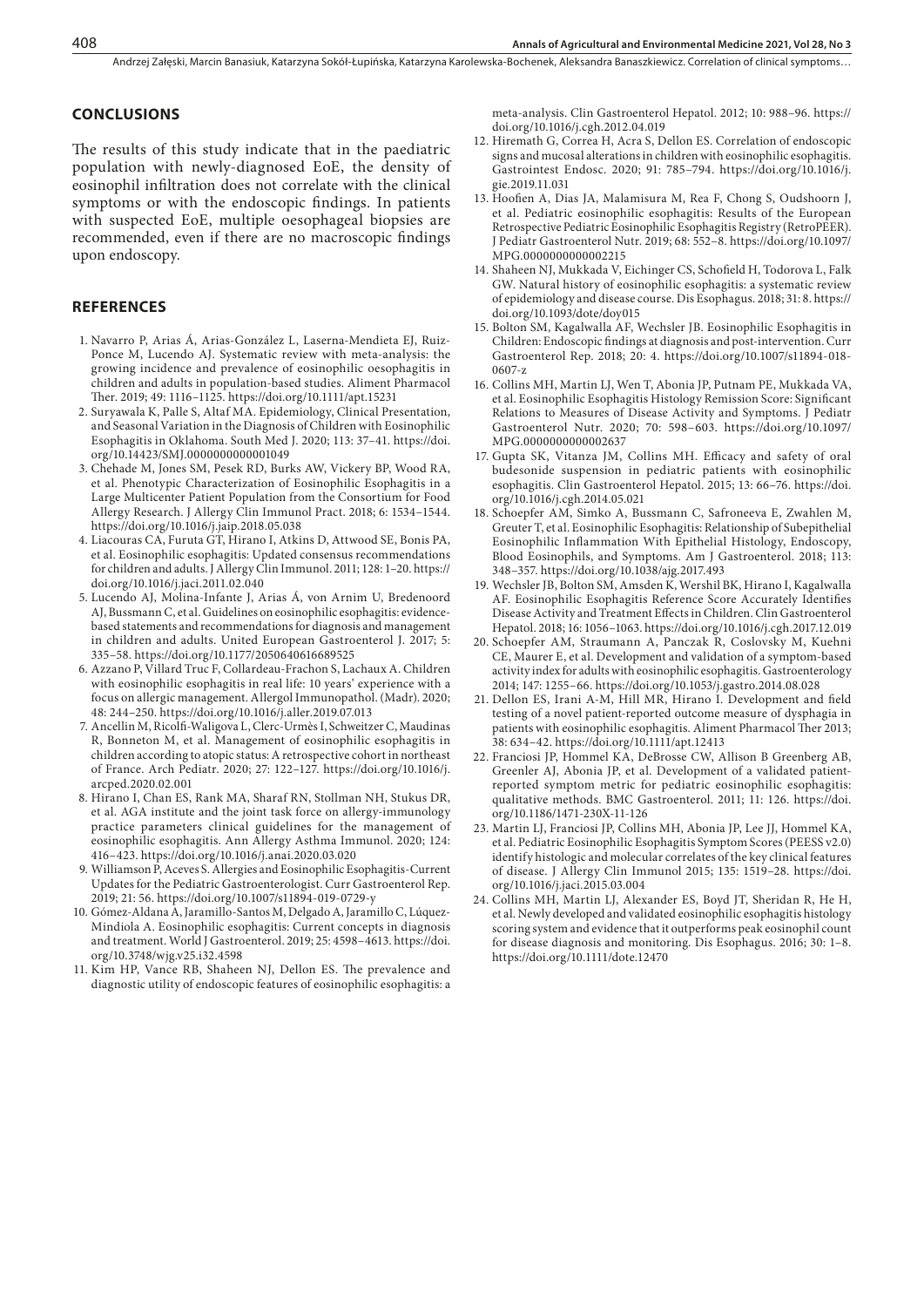## CONCLUSIONS

The results of this study indicate that in the paediatric population with newly-diagnosed EoE, the density of eosinophil infiltration does not correlate with the clinical symptoms or with the endoscopic findings. In patients with suspected EoE, multiple oesophageal biopsies are recommended, even if there are no macroscopic findings upon endoscopy.

## REFERENCES

1. Navarro P, Arias Á, Arias-González L, Laserna-Mendieta EJ, Ruiz-Ponce M, Lucendo AJ. Systematic review with meta-analysis: the growing incidence and prevalence of eosinophilic oesophagitis in children and adults in population-based studies. Aliment Pharmacol Ther. 2019; 49: 1116–1125. https://doi.org/10.1111/apt.15231
2. Suryawala K, Palle S, Altaf MA. Epidemiology, Clinical Presentation, and Seasonal Variation in the Diagnosis of Children with Eosinophilic Esophagitis in Oklahoma. South Med J. 2020; 113: 37–41. https://doi.org/10.14423/SMJ.0000000000001049
3. Chehade M, Jones SM, Pesek RD, Burks AW, Vickery BP, Wood RA, et al. Phenotypic Characterization of Eosinophilic Esophagitis in a Large Multicenter Patient Population from the Consortium for Food Allergy Research. J Allergy Clin Immunol Pract. 2018; 6: 1534–1544. https://doi.org/10.1016/j.jaip.2018.05.038
4. Liacouras CA, Furuta GT, Hirano I, Atkins D, Attwood SE, Bonis PA, et al. Eosinophilic esophagitis: Updated consensus recommendations for children and adults. J Allergy Clin Immunol. 2011; 128: 1–20. https://doi.org/10.1016/j.jaci.2011.02.040
5. Lucendo AJ, Molina-Infante J, Arias Á, von Arnim U, Bredenoord AJ, Bussmann C, et al. Guidelines on eosinophilic esophagitis: evidence-based statements and recommendations for diagnosis and management in children and adults. United European Gastroenterol J. 2017; 5: 335–58. https://doi.org/10.1177/2050640616689525
6. Azzano P, Villard Truc F, Collardeau-Frachon S, Lachaux A. Children with eosinophilic esophagitis in real life: 10 years' experience with a focus on allergic management. Allergol Immunopathol. (Madr). 2020; 48: 244–250. https://doi.org/10.1016/j.aller.2019.07.013
7. Ancellin M, Ricolfi-Waligova L, Clerc-Urmès I, Schweitzer C, Maudinas R, Bonneton M, et al. Management of eosinophilic esophagitis in children according to atopic status: A retrospective cohort in northeast of France. Arch Pediatr. 2020; 27: 122–127. https://doi.org/10.1016/j.arcped.2020.02.001
8. Hirano I, Chan ES, Rank MA, Sharaf RN, Stollman NH, Stukus DR, et al. AGA institute and the joint task force on allergy-immunology practice parameters clinical guidelines for the management of eosinophilic esophagitis. Ann Allergy Asthma Immunol. 2020; 124: 416–423. https://doi.org/10.1016/j.anai.2020.03.020
9. Williamson P, Aceves S. Allergies and Eosinophilic Esophagitis-Current Updates for the Pediatric Gastroenterologist. Curr Gastroenterol Rep. 2019; 21: 56. https://doi.org/10.1007/s11894-019-0729-y
10. Gómez-Aldana A, Jaramillo-Santos M, Delgado A, Jaramillo C, Lúquez-Mindiola A. Eosinophilic esophagitis: Current concepts in diagnosis and treatment. World J Gastroenterol. 2019; 25: 4598–4613. https://doi.org/10.3748/wjg.v25.i32.4598
11. Kim HP, Vance RB, Shaheen NJ, Dellon ES. The prevalence and diagnostic utility of endoscopic features of eosinophilic esophagitis: a meta-analysis. Clin Gastroenterol Hepatol. 2012; 10: 988–96. https://doi.org/10.1016/j.cgh.2012.04.019
12. Hiremath G, Correa H, Acra S, Dellon ES. Correlation of endoscopic signs and mucosal alterations in children with eosinophilic esophagitis. Gastrointest Endosc. 2020; 91: 785–794. https://doi.org/10.1016/j.gie.2019.11.031
13. Hoofien A, Dias JA, Malamisura M, Rea F, Chong S, Oudshoorn J, et al. Pediatric eosinophilic esophagitis: Results of the European Retrospective Pediatric Eosinophilic Esophagitis Registry (RetroPEER). J Pediatr Gastroenterol Nutr. 2019; 68: 552–8. https://doi.org/10.1097/MPG.0000000000002215
14. Shaheen NJ, Mukkada V, Eichinger CS, Schofield H, Todorova L, Falk GW. Natural history of eosinophilic esophagitis: a systematic review of epidemiology and disease course. Dis Esophagus. 2018; 31: 8. https://doi.org/10.1093/dote/doy015
15. Bolton SM, Kagalwalla AF, Wechsler JB. Eosinophilic Esophagitis in Children: Endoscopic findings at diagnosis and post-intervention. Curr Gastroenterol Rep. 2018; 20: 4. https://doi.org/10.1007/s11894-018-0607-z
16. Collins MH, Martin LJ, Wen T, Abonia JP, Putnam PE, Mukkada VA, et al. Eosinophilic Esophagitis Histology Remission Score: Significant Relations to Measures of Disease Activity and Symptoms. J Pediatr Gastroenterol Nutr. 2020; 70: 598–603. https://doi.org/10.1097/MPG.0000000000002637
17. Gupta SK, Vitanza JM, Collins MH. Efficacy and safety of oral budesonide suspension in pediatric patients with eosinophilic esophagitis. Clin Gastroenterol Hepatol. 2015; 13: 66–76. https://doi.org/10.1016/j.cgh.2014.05.021
18. Schoepfer AM, Simko A, Bussmann C, Safroneeva E, Zwahlen M, Greuter T, et al. Eosinophilic Esophagitis: Relationship of Subepithelial Eosinophilic Inflammation With Epithelial Histology, Endoscopy, Blood Eosinophils, and Symptoms. Am J Gastroenterol. 2018; 113: 348–357. https://doi.org/10.1038/ajg.2017.493
19. Wechsler JB, Bolton SM, Amsden K, Wershil BK, Hirano I, Kagalwalla AF. Eosinophilic Esophagitis Reference Score Accurately Identifies Disease Activity and Treatment Effects in Children. Clin Gastroenterol Hepatol. 2018; 16: 1056–1063. https://doi.org/10.1016/j.cgh.2017.12.019
20. Schoepfer AM, Straumann A, Panczak R, Coslovsky M, Kuehni CE, Maurer E, et al. Development and validation of a symptom-based activity index for adults with eosinophilic esophagitis. Gastroenterology 2014; 147: 1255–66. https://doi.org/10.1053/j.gastro.2014.08.028
21. Dellon ES, Irani A-M, Hill MR, Hirano I. Development and field testing of a novel patient-reported outcome measure of dysphagia in patients with eosinophilic esophagitis. Aliment Pharmacol Ther 2013; 38: 634–42. https://doi.org/10.1111/apt.12413
22. Franciosi JP, Hommel KA, DeBrosse CW, Allison B Greenberg AB, Greenler AJ, Abonia JP, et al. Development of a validated patient-reported symptom metric for pediatric eosinophilic esophagitis: qualitative methods. BMC Gastroenterol. 2011; 11: 126. https://doi.org/10.1186/1471-230X-11-126
23. Martin LJ, Franciosi JP, Collins MH, Abonia JP, Lee JJ, Hommel KA, et al. Pediatric Eosinophilic Esophagitis Symptom Scores (PEESS v2.0) identify histologic and molecular correlates of the key clinical features of disease. J Allergy Clin Immunol 2015; 135: 1519–28. https://doi.org/10.1016/j.jaci.2015.03.004
24. Collins MH, Martin LJ, Alexander ES, Boyd JT, Sheridan R, He H, et al. Newly developed and validated eosinophilic esophagitis histology scoring system and evidence that it outperforms peak eosinophil count for disease diagnosis and monitoring. Dis Esophagus. 2016; 30: 1–8. https://doi.org/10.1111/dote.12470